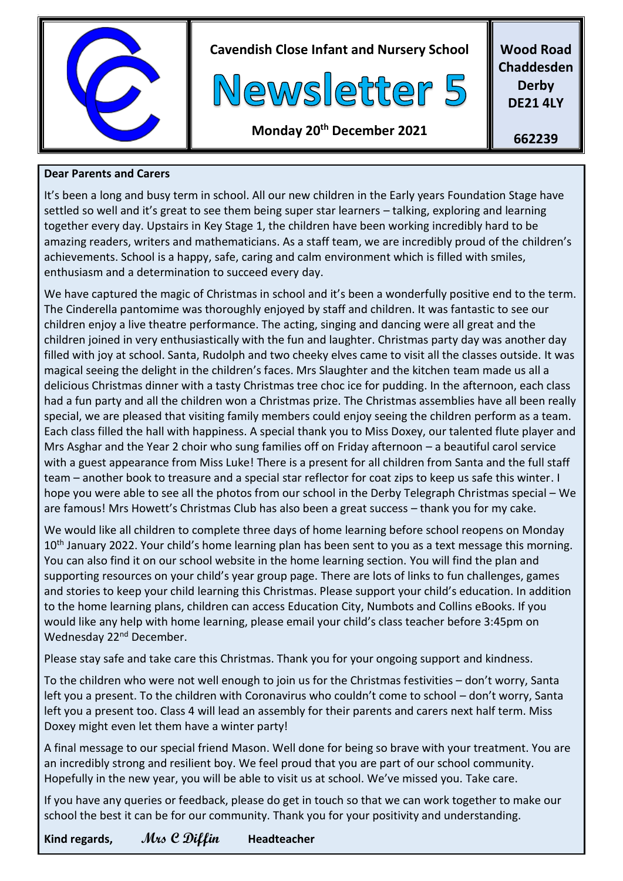**Cavendish Close Infant and Nursery School**

# Newsletter 5

**Monday 20th December 2021**

**Wood Road**
**Chaddesden**
**Derby**
**DE21 4LY**

**662239**

**Dear Parents and Carers**

It's been a long and busy term in school. All our new children in the Early years Foundation Stage have settled so well and it's great to see them being super star learners – talking, exploring and learning together every day. Upstairs in Key Stage 1, the children have been working incredibly hard to be amazing readers, writers and mathematicians. As a staff team, we are incredibly proud of the children's achievements. School is a happy, safe, caring and calm environment which is filled with smiles, enthusiasm and a determination to succeed every day.

We have captured the magic of Christmas in school and it's been a wonderfully positive end to the term. The Cinderella pantomime was thoroughly enjoyed by staff and children. It was fantastic to see our children enjoy a live theatre performance. The acting, singing and dancing were all great and the children joined in very enthusiastically with the fun and laughter. Christmas party day was another day filled with joy at school. Santa, Rudolph and two cheeky elves came to visit all the classes outside. It was magical seeing the delight in the children's faces. Mrs Slaughter and the kitchen team made us all a delicious Christmas dinner with a tasty Christmas tree choc ice for pudding. In the afternoon, each class had a fun party and all the children won a Christmas prize. The Christmas assemblies have all been really special, we are pleased that visiting family members could enjoy seeing the children perform as a team. Each class filled the hall with happiness. A special thank you to Miss Doxey, our talented flute player and Mrs Asghar and the Year 2 choir who sung families off on Friday afternoon – a beautiful carol service with a guest appearance from Miss Luke! There is a present for all children from Santa and the full staff team – another book to treasure and a special star reflector for coat zips to keep us safe this winter. I hope you were able to see all the photos from our school in the Derby Telegraph Christmas special – We are famous! Mrs Howett's Christmas Club has also been a great success – thank you for my cake.

We would like all children to complete three days of home learning before school reopens on Monday 10th January 2022. Your child's home learning plan has been sent to you as a text message this morning. You can also find it on our school website in the home learning section. You will find the plan and supporting resources on your child's year group page. There are lots of links to fun challenges, games and stories to keep your child learning this Christmas. Please support your child's education. In addition to the home learning plans, children can access Education City, Numbots and Collins eBooks. If you would like any help with home learning, please email your child's class teacher before 3:45pm on Wednesday 22nd December.

Please stay safe and take care this Christmas. Thank you for your ongoing support and kindness.

To the children who were not well enough to join us for the Christmas festivities – don't worry, Santa left you a present. To the children with Coronavirus who couldn't come to school – don't worry, Santa left you a present too. Class 4 will lead an assembly for their parents and carers next half term. Miss Doxey might even let them have a winter party!

A final message to our special friend Mason. Well done for being so brave with your treatment. You are an incredibly strong and resilient boy. We feel proud that you are part of our school community. Hopefully in the new year, you will be able to visit us at school. We've missed you. Take care.

If you have any queries or feedback, please do get in touch so that we can work together to make our school the best it can be for our community. Thank you for your positivity and understanding.

**Kind regards,** *Mrs C Diffin* **Headteacher**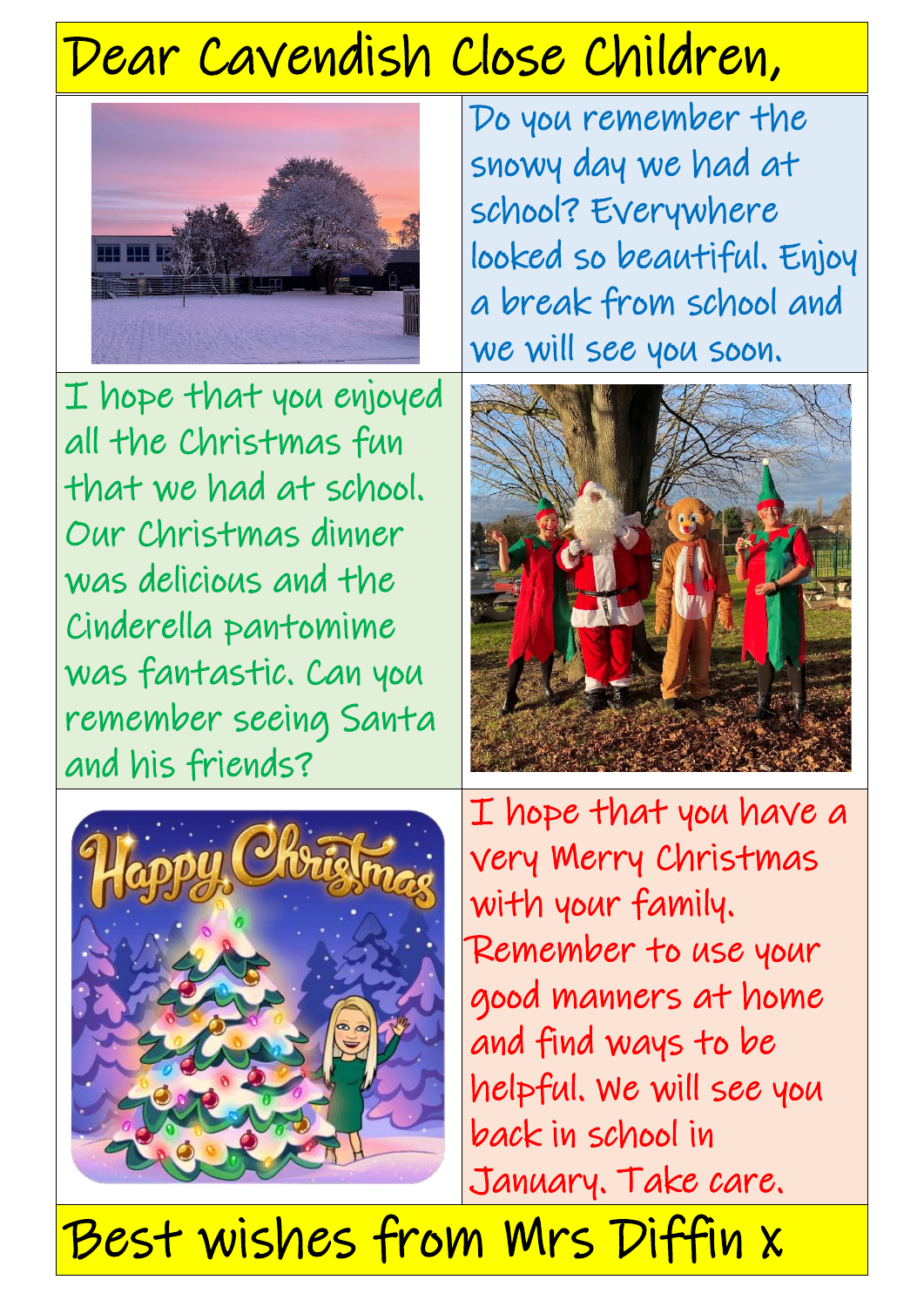# Dear Cavendish Close Children,

Do you remember the snowy day we had at school? Everywhere looked so beautiful. Enjoy a break from school and we will see you soon.

I hope that you enjoyed all the Christmas fun that we had at school. Our Christmas dinner was delicious and the Cinderella pantomime was fantastic. Can you remember seeing Santa and his friends?

I hope that you have a very Merry Christmas with your family. Remember to use your good manners at home and find ways to be helpful. We will see you back in school in January. Take care.

**Best wishes from Mrs Diffin x**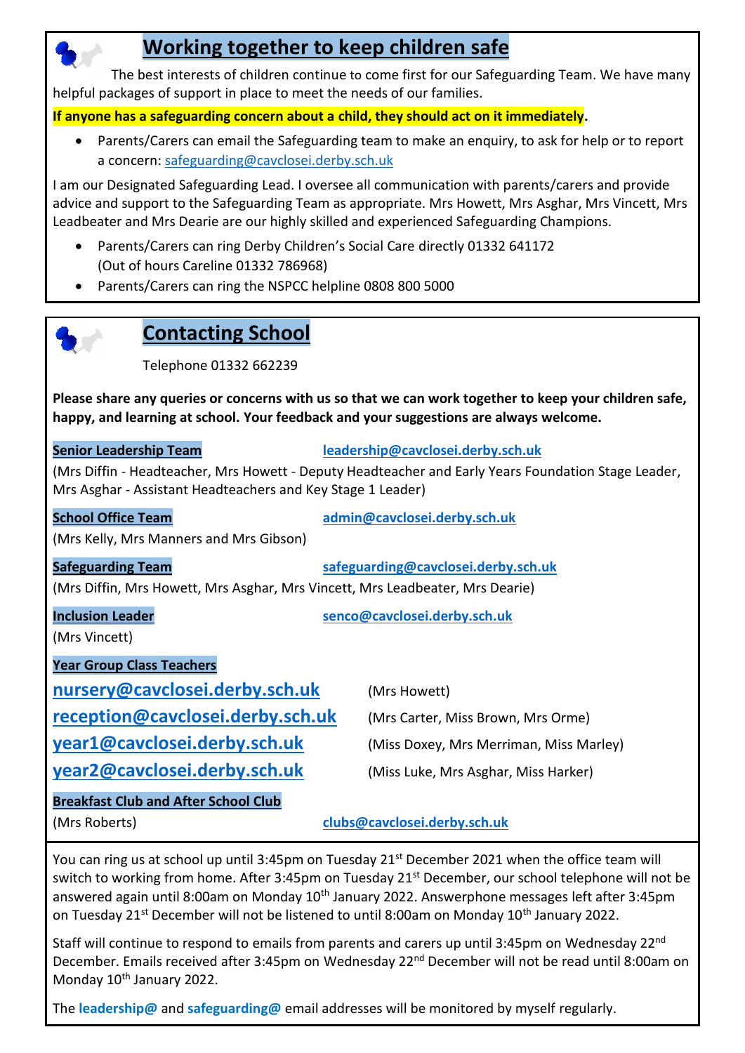## Working together to keep children safe

The best interests of children continue to come first for our Safeguarding Team. We have many helpful packages of support in place to meet the needs of our families.

**If anyone has a safeguarding concern about a child, they should act on it immediately.**

- Parents/Carers can email the Safeguarding team to make an enquiry, to ask for help or to report a concern: safeguarding@cavclosei.derby.sch.uk

I am our Designated Safeguarding Lead. I oversee all communication with parents/carers and provide advice and support to the Safeguarding Team as appropriate. Mrs Howett, Mrs Asghar, Mrs Vincett, Mrs Leadbeater and Mrs Dearie are our highly skilled and experienced Safeguarding Champions.

- Parents/Carers can ring Derby Children's Social Care directly 01332 641172
  (Out of hours Careline 01332 786968)
- Parents/Carers can ring the NSPCC helpline 0808 800 5000

## Contacting School

Telephone 01332 662239

**Please share any queries or concerns with us so that we can work together to keep your children safe, happy, and learning at school. Your feedback and your suggestions are always welcome.**

**Senior Leadership Team** — **leadership@cavclosei.derby.sch.uk**
(Mrs Diffin - Headteacher, Mrs Howett - Deputy Headteacher and Early Years Foundation Stage Leader, Mrs Asghar - Assistant Headteachers and Key Stage 1 Leader)

**School Office Team** — **admin@cavclosei.derby.sch.uk**
(Mrs Kelly, Mrs Manners and Mrs Gibson)

**Safeguarding Team** — **safeguarding@cavclosei.derby.sch.uk**
(Mrs Diffin, Mrs Howett, Mrs Asghar, Mrs Vincett, Mrs Leadbeater, Mrs Dearie)

**Inclusion Leader** — **senco@cavclosei.derby.sch.uk**
(Mrs Vincett)

**Year Group Class Teachers**

**nursery@cavclosei.derby.sch.uk** (Mrs Howett)
**reception@cavclosei.derby.sch.uk** (Mrs Carter, Miss Brown, Mrs Orme)
**year1@cavclosei.derby.sch.uk** (Miss Doxey, Mrs Merriman, Miss Marley)
**year2@cavclosei.derby.sch.uk** (Miss Luke, Mrs Asghar, Miss Harker)

**Breakfast Club and After School Club**
(Mrs Roberts) — **clubs@cavclosei.derby.sch.uk**

You can ring us at school up until 3:45pm on Tuesday 21st December 2021 when the office team will switch to working from home. After 3:45pm on Tuesday 21st December, our school telephone will not be answered again until 8:00am on Monday 10th January 2022. Answerphone messages left after 3:45pm on Tuesday 21st December will not be listened to until 8:00am on Monday 10th January 2022.

Staff will continue to respond to emails from parents and carers up until 3:45pm on Wednesday 22nd December. Emails received after 3:45pm on Wednesday 22nd December will not be read until 8:00am on Monday 10th January 2022.

The **leadership@** and **safeguarding@** email addresses will be monitored by myself regularly.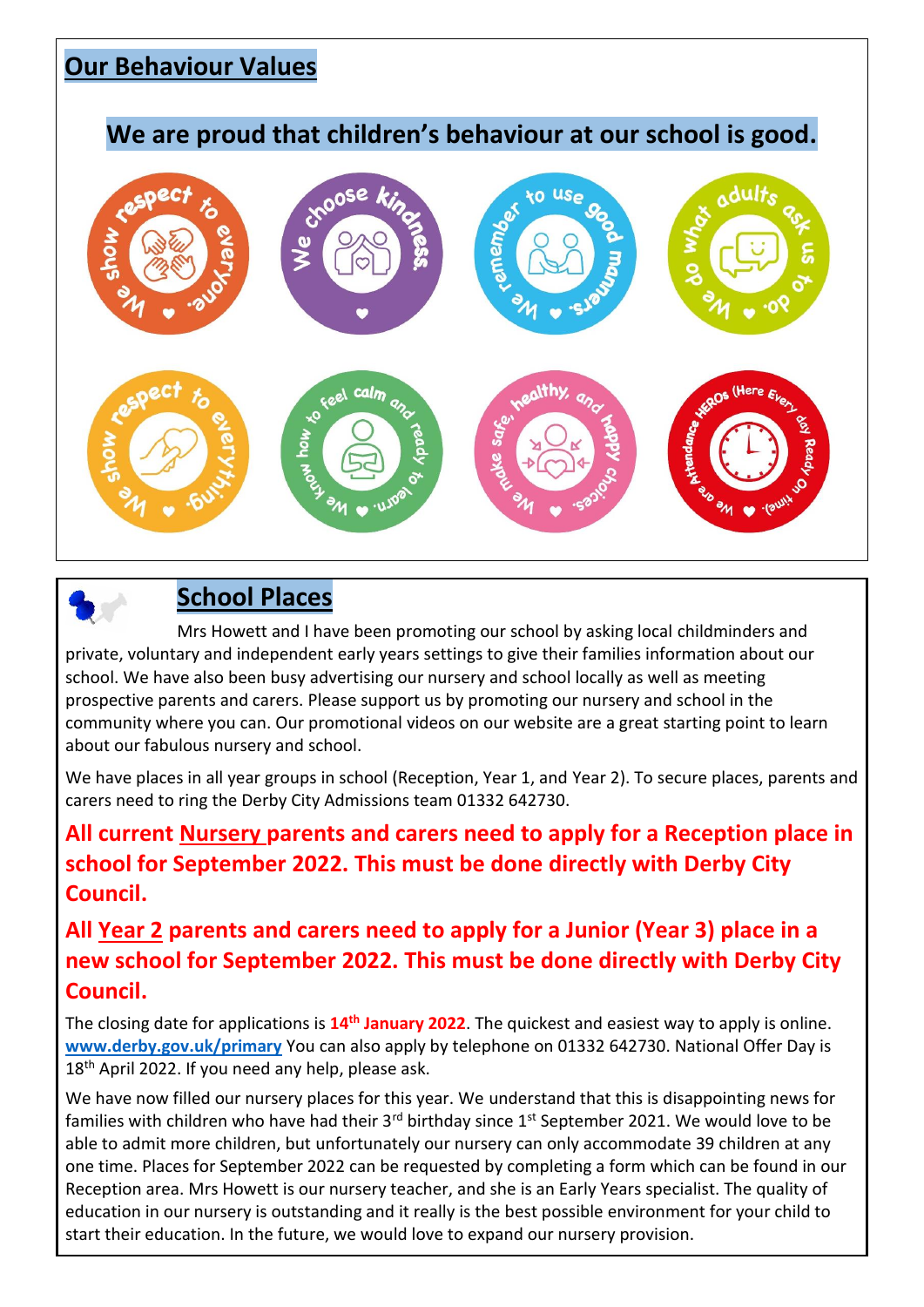## Our Behaviour Values

### We are proud that children's behaviour at our school is good.

We show respect to everyone.

We choose kindness.

We remember to use good manners.

We do what adults ask us to do.

We show respect to everything.

We know how to feel calm and ready to learn.

We make safe, healthy, and happy choices.

We are Attendance HEROs (Here Every day Ready On time)

## School Places

Mrs Howett and I have been promoting our school by asking local childminders and private, voluntary and independent early years settings to give their families information about our school. We have also been busy advertising our nursery and school locally as well as meeting prospective parents and carers. Please support us by promoting our nursery and school in the community where you can. Our promotional videos on our website are a great starting point to learn about our fabulous nursery and school.

We have places in all year groups in school (Reception, Year 1, and Year 2). To secure places, parents and carers need to ring the Derby City Admissions team 01332 642730.

**All current Nursery parents and carers need to apply for a Reception place in school for September 2022. This must be done directly with Derby City Council.**

**All Year 2 parents and carers need to apply for a Junior (Year 3) place in a new school for September 2022. This must be done directly with Derby City Council.**

The closing date for applications is **14th January 2022**. The quickest and easiest way to apply is online. www.derby.gov.uk/primary You can also apply by telephone on 01332 642730. National Offer Day is 18th April 2022. If you need any help, please ask.

We have now filled our nursery places for this year. We understand that this is disappointing news for families with children who have had their 3rd birthday since 1st September 2021. We would love to be able to admit more children, but unfortunately our nursery can only accommodate 39 children at any one time. Places for September 2022 can be requested by completing a form which can be found in our Reception area. Mrs Howett is our nursery teacher, and she is an Early Years specialist. The quality of education in our nursery is outstanding and it really is the best possible environment for your child to start their education. In the future, we would love to expand our nursery provision.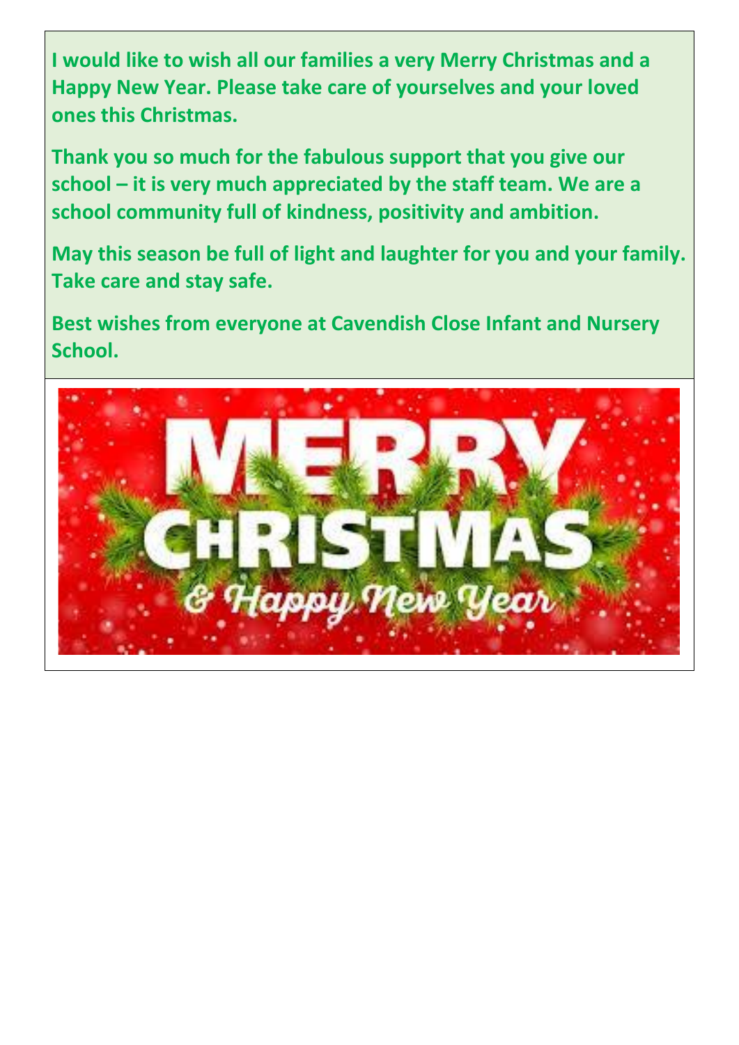**I would like to wish all our families a very Merry Christmas and a Happy New Year. Please take care of yourselves and your loved ones this Christmas.**

**Thank you so much for the fabulous support that you give our school – it is very much appreciated by the staff team. We are a school community full of kindness, positivity and ambition.**

**May this season be full of light and laughter for you and your family. Take care and stay safe.**

**Best wishes from everyone at Cavendish Close Infant and Nursery School.**